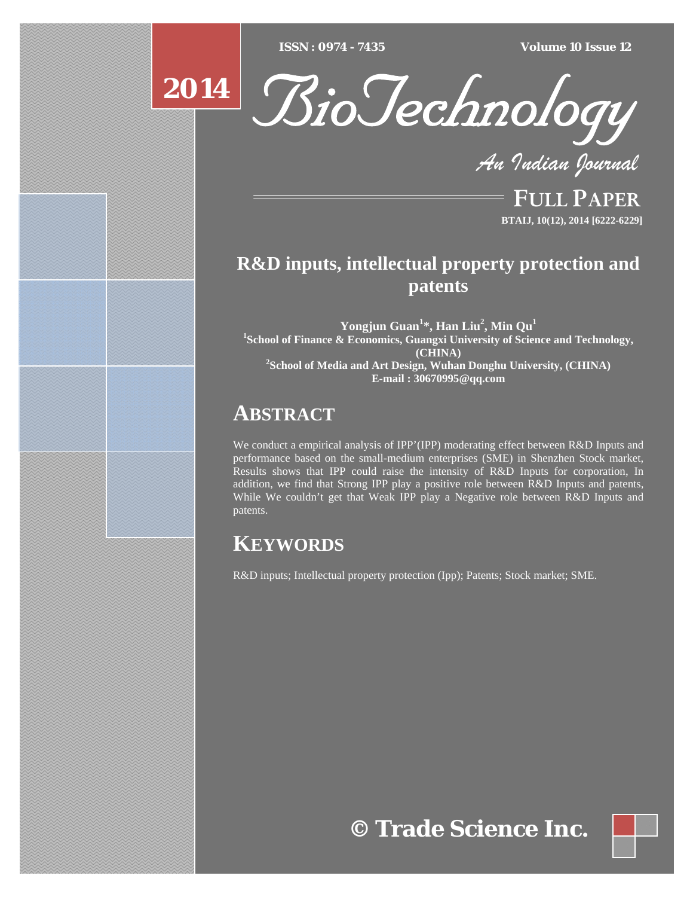# R&D inputs, intellectual property protection and patents

**Yongjun Guan[1]*, Han Liu[2], Min Qu[1]**

[1]School of Finance & Economics, Guangxi University of Science and Technology, (CHINA)

[2]School of Media and Art Design, Wuhan Donghu University, (CHINA)

E-mail : 30670995@qq.com

## ABSTRACT

We conduct a empirical analysis of IPP'(IPP) moderating effect between R&D Inputs and performance based on the small-medium enterprises (SME) in Shenzhen Stock market, Results shows that IPP could raise the intensity of R&D Inputs for corporation, In addition, we find that Strong IPP play a positive role between R&D Inputs and patents, While We couldn't get that Weak IPP play a Negative role between R&D Inputs and patents.

## KEYWORDS

R&D inputs; Intellectual property protection (Ipp); Patents; Stock market; SME.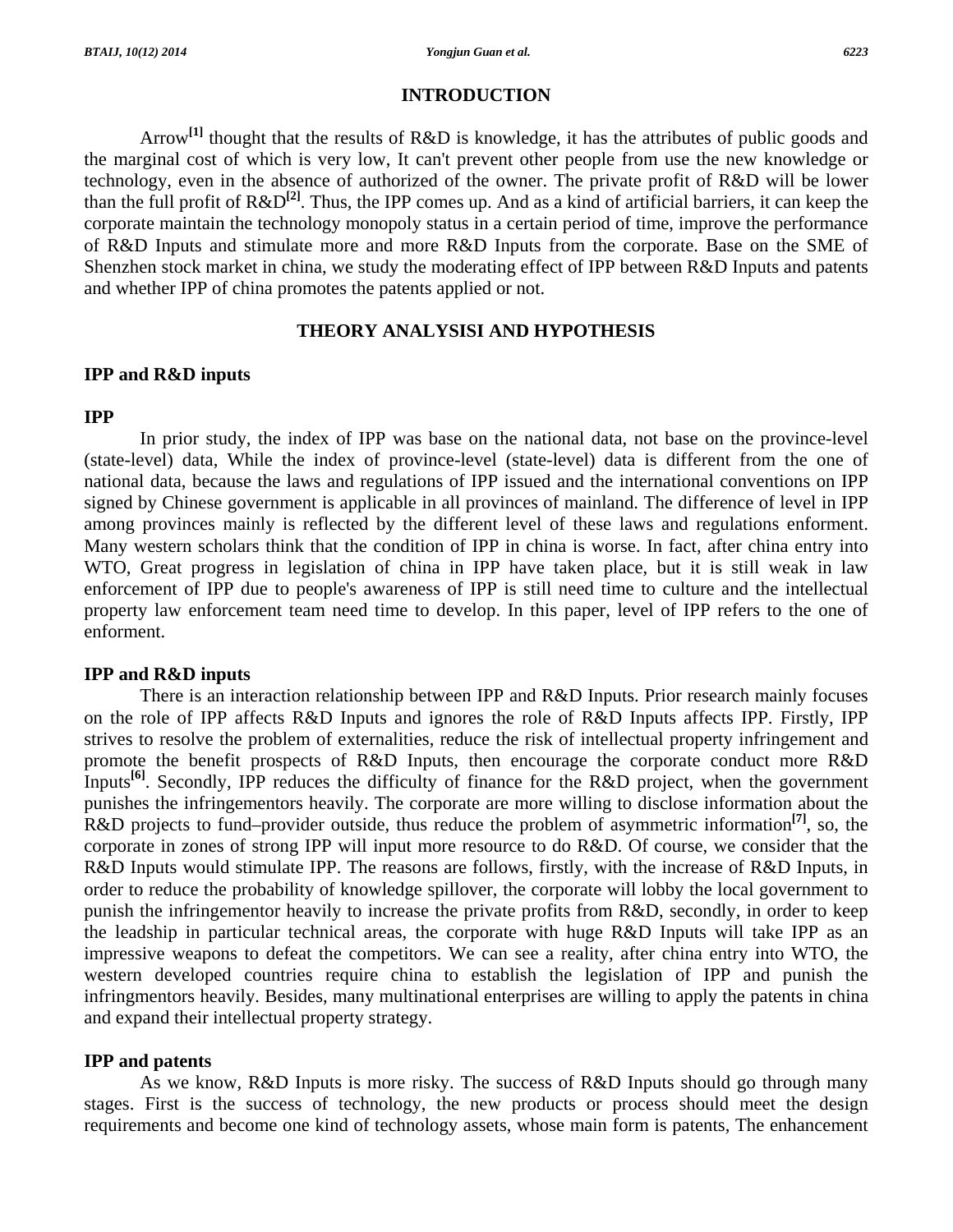## INTRODUCTION

Arrow[1] thought that the results of R&D is knowledge, it has the attributes of public goods and the marginal cost of which is very low, It can't prevent other people from use the new knowledge or technology, even in the absence of authorized of the owner. The private profit of R&D will be lower than the full profit of R&D[2]. Thus, the IPP comes up. And as a kind of artificial barriers, it can keep the corporate maintain the technology monopoly status in a certain period of time, improve the performance of R&D Inputs and stimulate more and more R&D Inputs from the corporate. Base on the SME of Shenzhen stock market in china, we study the moderating effect of IPP between R&D Inputs and patents and whether IPP of china promotes the patents applied or not.

## THEORY ANALYSISI AND HYPOTHESIS

### IPP and R&D inputs

#### IPP

In prior study, the index of IPP was base on the national data, not base on the province-level (state-level) data, While the index of province-level (state-level) data is different from the one of national data, because the laws and regulations of IPP issued and the international conventions on IPP signed by Chinese government is applicable in all provinces of mainland. The difference of level in IPP among provinces mainly is reflected by the different level of these laws and regulations enforment. Many western scholars think that the condition of IPP in china is worse. In fact, after china entry into WTO, Great progress in legislation of china in IPP have taken place, but it is still weak in law enforcement of IPP due to people's awareness of IPP is still need time to culture and the intellectual property law enforcement team need time to develop. In this paper, level of IPP refers to the one of enforment.

#### IPP and R&D inputs

There is an interaction relationship between IPP and R&D Inputs. Prior research mainly focuses on the role of IPP affects R&D Inputs and ignores the role of R&D Inputs affects IPP. Firstly, IPP strives to resolve the problem of externalities, reduce the risk of intellectual property infringement and promote the benefit prospects of R&D Inputs, then encourage the corporate conduct more R&D Inputs[6]. Secondly, IPP reduces the difficulty of finance for the R&D project, when the government punishes the infringementors heavily. The corporate are more willing to disclose information about the R&D projects to fund–provider outside, thus reduce the problem of asymmetric information[7], so, the corporate in zones of strong IPP will input more resource to do R&D. Of course, we consider that the R&D Inputs would stimulate IPP. The reasons are follows, firstly, with the increase of R&D Inputs, in order to reduce the probability of knowledge spillover, the corporate will lobby the local government to punish the infringementor heavily to increase the private profits from R&D, secondly, in order to keep the leadship in particular technical areas, the corporate with huge R&D Inputs will take IPP as an impressive weapons to defeat the competitors. We can see a reality, after china entry into WTO, the western developed countries require china to establish the legislation of IPP and punish the infringmentors heavily. Besides, many multinational enterprises are willing to apply the patents in china and expand their intellectual property strategy.

#### IPP and patents

As we know, R&D Inputs is more risky. The success of R&D Inputs should go through many stages. First is the success of technology, the new products or process should meet the design requirements and become one kind of technology assets, whose main form is patents, The enhancement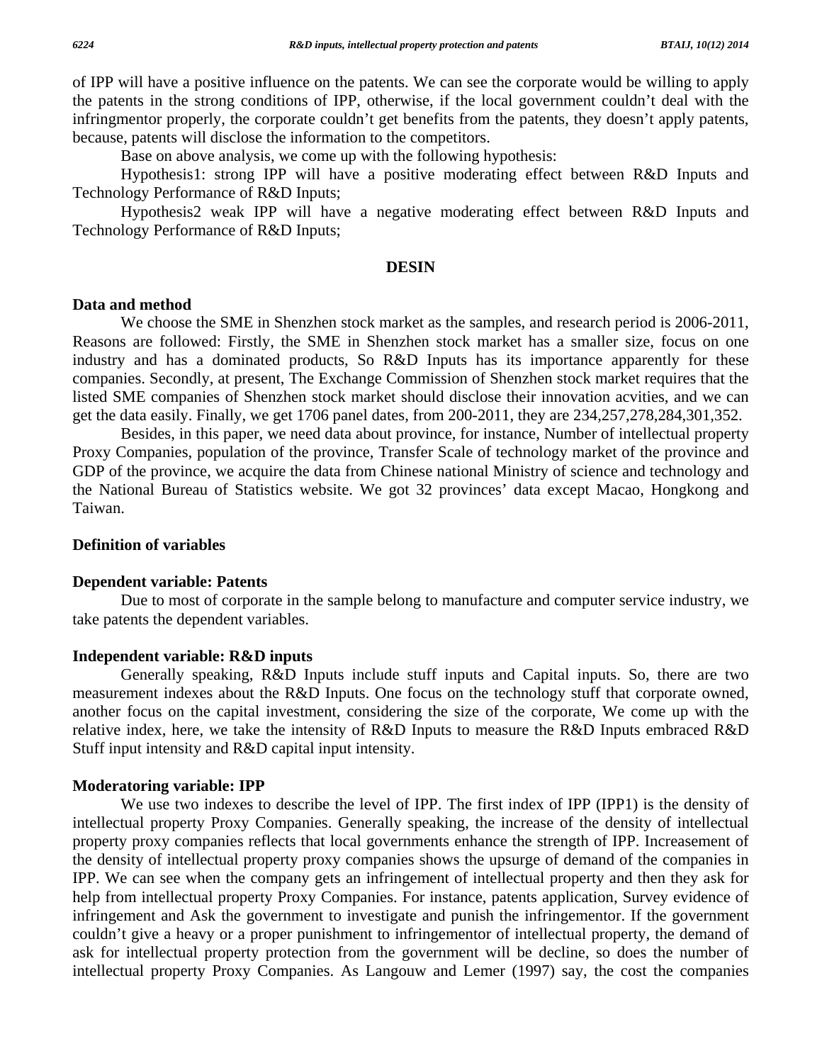of IPP will have a positive influence on the patents. We can see the corporate would be willing to apply the patents in the strong conditions of IPP, otherwise, if the local government couldn't deal with the infringmentor properly, the corporate couldn't get benefits from the patents, they doesn't apply patents, because, patents will disclose the information to the competitors.

Base on above analysis, we come up with the following hypothesis:

Hypothesis1: strong IPP will have a positive moderating effect between R&D Inputs and Technology Performance of R&D Inputs;

Hypothesis2 weak IPP will have a negative moderating effect between R&D Inputs and Technology Performance of R&D Inputs;

## DESIN

### Data and method

We choose the SME in Shenzhen stock market as the samples, and research period is 2006-2011, Reasons are followed: Firstly, the SME in Shenzhen stock market has a smaller size, focus on one industry and has a dominated products, So R&D Inputs has its importance apparently for these companies. Secondly, at present, The Exchange Commission of Shenzhen stock market requires that the listed SME companies of Shenzhen stock market should disclose their innovation acvities, and we can get the data easily. Finally, we get 1706 panel dates, from 200-2011, they are 234,257,278,284,301,352.

Besides, in this paper, we need data about province, for instance, Number of intellectual property Proxy Companies, population of the province, Transfer Scale of technology market of the province and GDP of the province, we acquire the data from Chinese national Ministry of science and technology and the National Bureau of Statistics website. We got 32 provinces' data except Macao, Hongkong and Taiwan.

### Definition of variables

#### Dependent variable: Patents

Due to most of corporate in the sample belong to manufacture and computer service industry, we take patents the dependent variables.

#### Independent variable: R&D inputs

Generally speaking, R&D Inputs include stuff inputs and Capital inputs. So, there are two measurement indexes about the R&D Inputs. One focus on the technology stuff that corporate owned, another focus on the capital investment, considering the size of the corporate, We come up with the relative index, here, we take the intensity of R&D Inputs to measure the R&D Inputs embraced R&D Stuff input intensity and R&D capital input intensity.

#### Moderatoring variable: IPP

We use two indexes to describe the level of IPP. The first index of IPP (IPP1) is the density of intellectual property Proxy Companies. Generally speaking, the increase of the density of intellectual property proxy companies reflects that local governments enhance the strength of IPP. Increasement of the density of intellectual property proxy companies shows the upsurge of demand of the companies in IPP. We can see when the company gets an infringement of intellectual property and then they ask for help from intellectual property Proxy Companies. For instance, patents application, Survey evidence of infringement and Ask the government to investigate and punish the infringementor. If the government couldn't give a heavy or a proper punishment to infringementor of intellectual property, the demand of ask for intellectual property protection from the government will be decline, so does the number of intellectual property Proxy Companies. As Langouw and Lemer (1997) say, the cost the companies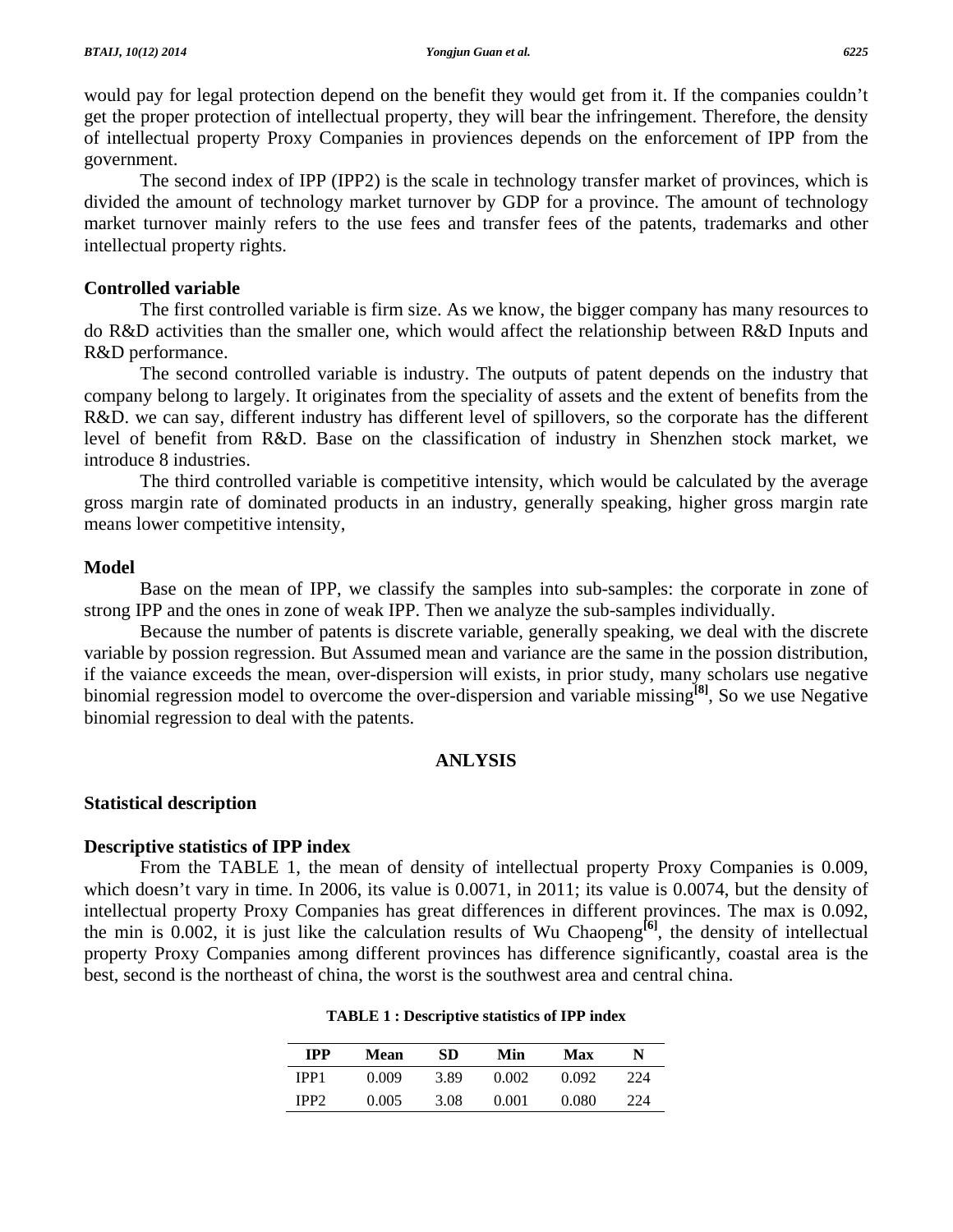would pay for legal protection depend on the benefit they would get from it. If the companies couldn't get the proper protection of intellectual property, they will bear the infringement. Therefore, the density of intellectual property Proxy Companies in proviences depends on the enforcement of IPP from the government.

The second index of IPP (IPP2) is the scale in technology transfer market of provinces, which is divided the amount of technology market turnover by GDP for a province. The amount of technology market turnover mainly refers to the use fees and transfer fees of the patents, trademarks and other intellectual property rights.

### Controlled variable

The first controlled variable is firm size. As we know, the bigger company has many resources to do R&D activities than the smaller one, which would affect the relationship between R&D Inputs and R&D performance.

The second controlled variable is industry. The outputs of patent depends on the industry that company belong to largely. It originates from the speciality of assets and the extent of benefits from the R&D. we can say, different industry has different level of spillovers, so the corporate has the different level of benefit from R&D. Base on the classification of industry in Shenzhen stock market, we introduce 8 industries.

The third controlled variable is competitive intensity, which would be calculated by the average gross margin rate of dominated products in an industry, generally speaking, higher gross margin rate means lower competitive intensity,

### Model

Base on the mean of IPP, we classify the samples into sub-samples: the corporate in zone of strong IPP and the ones in zone of weak IPP. Then we analyze the sub-samples individually.

Because the number of patents is discrete variable, generally speaking, we deal with the discrete variable by possion regression. But Assumed mean and variance are the same in the possion distribution, if the vaiance exceeds the mean, over-dispersion will exists, in prior study, many scholars use negative binomial regression model to overcome the over-dispersion and variable missing[8], So we use Negative binomial regression to deal with the patents.

## ANLYSIS

### Statistical description

### Descriptive statistics of IPP index

From the TABLE 1, the mean of density of intellectual property Proxy Companies is 0.009, which doesn't vary in time. In 2006, its value is 0.0071, in 2011; its value is 0.0074, but the density of intellectual property Proxy Companies has great differences in different provinces. The max is 0.092, the min is 0.002, it is just like the calculation results of Wu Chaopeng[6], the density of intellectual property Proxy Companies among different provinces has difference significantly, coastal area is the best, second is the northeast of china, the worst is the southwest area and central china.

**TABLE 1 : Descriptive statistics of IPP index**

| IPP | Mean | SD | Min | Max | N |
|---|---|---|---|---|---|
| IPP1 | 0.009 | 3.89 | 0.002 | 0.092 | 224 |
| IPP2 | 0.005 | 3.08 | 0.001 | 0.080 | 224 |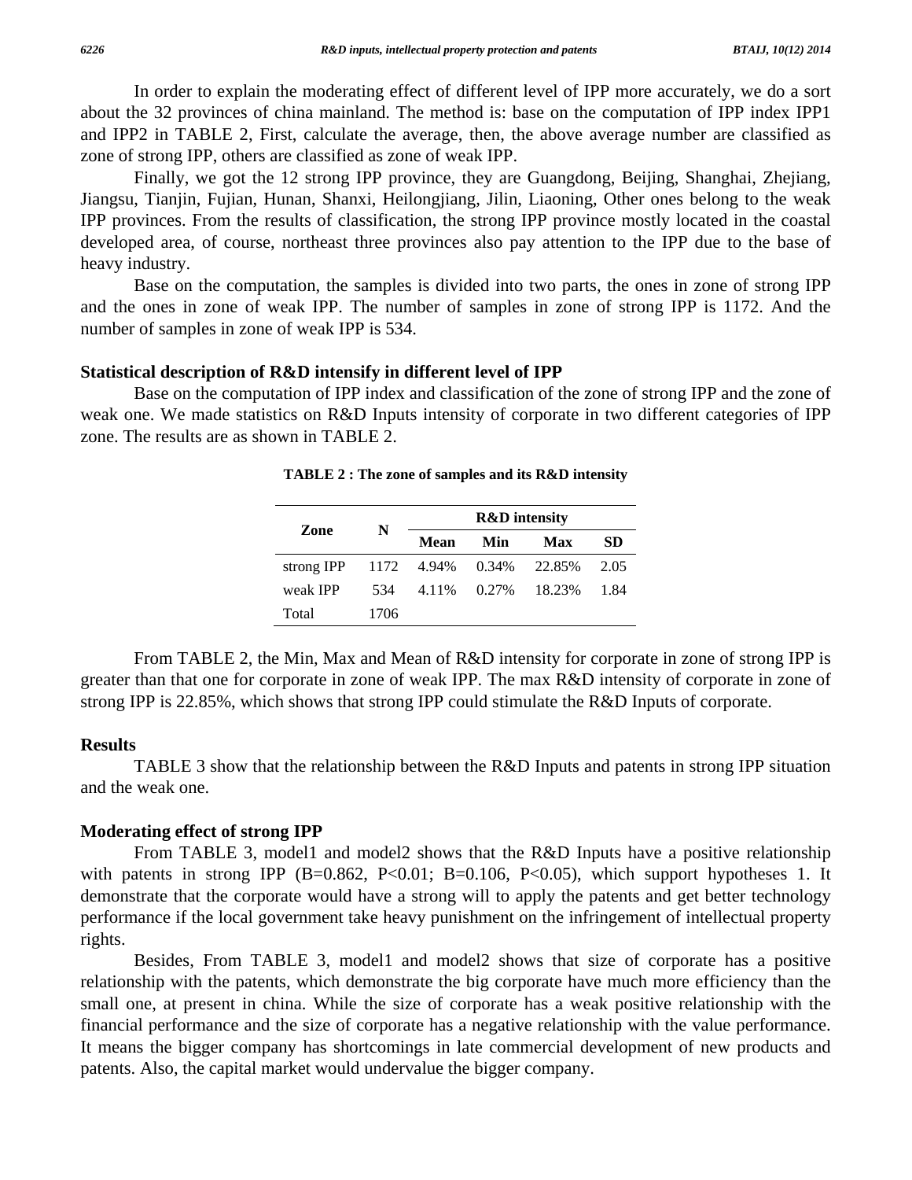In order to explain the moderating effect of different level of IPP more accurately, we do a sort about the 32 provinces of china mainland. The method is: base on the computation of IPP index IPP1 and IPP2 in TABLE 2, First, calculate the average, then, the above average number are classified as zone of strong IPP, others are classified as zone of weak IPP.

Finally, we got the 12 strong IPP province, they are Guangdong, Beijing, Shanghai, Zhejiang, Jiangsu, Tianjin, Fujian, Hunan, Shanxi, Heilongjiang, Jilin, Liaoning, Other ones belong to the weak IPP provinces. From the results of classification, the strong IPP province mostly located in the coastal developed area, of course, northeast three provinces also pay attention to the IPP due to the base of heavy industry.

Base on the computation, the samples is divided into two parts, the ones in zone of strong IPP and the ones in zone of weak IPP. The number of samples in zone of strong IPP is 1172. And the number of samples in zone of weak IPP is 534.

### Statistical description of R&D intensify in different level of IPP

Base on the computation of IPP index and classification of the zone of strong IPP and the zone of weak one. We made statistics on R&D Inputs intensity of corporate in two different categories of IPP zone. The results are as shown in TABLE 2.

**TABLE 2 : The zone of samples and its R&D intensity**

| Zone | N | R&D intensity | | | |
|---|---|---|---|---|---|
| | | Mean | Min | Max | SD |
| strong IPP | 1172 | 4.94% | 0.34% | 22.85% | 2.05 |
| weak IPP | 534 | 4.11% | 0.27% | 18.23% | 1.84 |
| Total | 1706 | | | | |

From TABLE 2, the Min, Max and Mean of R&D intensity for corporate in zone of strong IPP is greater than that one for corporate in zone of weak IPP. The max R&D intensity of corporate in zone of strong IPP is 22.85%, which shows that strong IPP could stimulate the R&D Inputs of corporate.

### Results

TABLE 3 show that the relationship between the R&D Inputs and patents in strong IPP situation and the weak one.

### Moderating effect of strong IPP

From TABLE 3, model1 and model2 shows that the R&D Inputs have a positive relationship with patents in strong IPP (B=0.862, P<0.01; B=0.106, P<0.05), which support hypotheses 1. It demonstrate that the corporate would have a strong will to apply the patents and get better technology performance if the local government take heavy punishment on the infringement of intellectual property rights.

Besides, From TABLE 3, model1 and model2 shows that size of corporate has a positive relationship with the patents, which demonstrate the big corporate have much more efficiency than the small one, at present in china. While the size of corporate has a weak positive relationship with the financial performance and the size of corporate has a negative relationship with the value performance. It means the bigger company has shortcomings in late commercial development of new products and patents. Also, the capital market would undervalue the bigger company.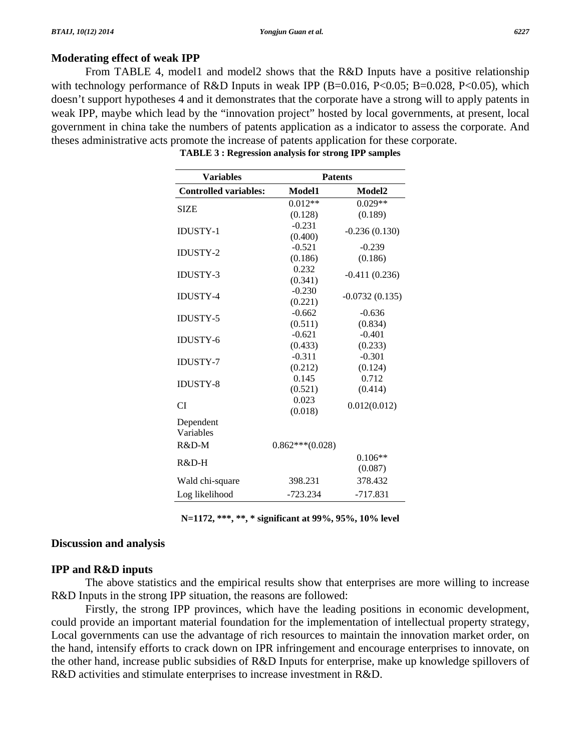### Moderating effect of weak IPP

From TABLE 4, model1 and model2 shows that the R&D Inputs have a positive relationship with technology performance of R&D Inputs in weak IPP (B=0.016, P<0.05; B=0.028, P<0.05), which doesn't support hypotheses 4 and it demonstrates that the corporate have a strong will to apply patents in weak IPP, maybe which lead by the "innovation project" hosted by local governments, at present, local government in china take the numbers of patents application as a indicator to assess the corporate. And theses administrative acts promote the increase of patents application for these corporate.

**TABLE 3 : Regression analysis for strong IPP samples**

| Variables | Patents | |
|---|---|---|
| **Controlled variables:** | **Model1** | **Model2** |
| SIZE | 0.012** (0.128) | 0.029** (0.189) |
| IDUSTY-1 | -0.231 (0.400) | -0.236 (0.130) |
| IDUSTY-2 | -0.521 (0.186) | -0.239 (0.186) |
| IDUSTY-3 | 0.232 (0.341) | -0.411 (0.236) |
| IDUSTY-4 | -0.230 (0.221) | -0.0732 (0.135) |
| IDUSTY-5 | -0.662 (0.511) | -0.636 (0.834) |
| IDUSTY-6 | -0.621 (0.433) | -0.401 (0.233) |
| IDUSTY-7 | -0.311 (0.212) | -0.301 (0.124) |
| IDUSTY-8 | 0.145 (0.521) | 0.712 (0.414) |
| CI | 0.023 (0.018) | 0.012(0.012) |
| Dependent Variables | | |
| R&D-M | 0.862***(0.028) | |
| R&D-H | | 0.106** (0.087) |
| Wald chi-square | 398.231 | 378.432 |
| Log likelihood | -723.234 | -717.831 |

**N=1172, \*\*\*, \*\*, \* significant at 99%, 95%, 10% level**

## Discussion and analysis

### IPP and R&D inputs

The above statistics and the empirical results show that enterprises are more willing to increase R&D Inputs in the strong IPP situation, the reasons are followed:

Firstly, the strong IPP provinces, which have the leading positions in economic development, could provide an important material foundation for the implementation of intellectual property strategy, Local governments can use the advantage of rich resources to maintain the innovation market order, on the hand, intensify efforts to crack down on IPR infringement and encourage enterprises to innovate, on the other hand, increase public subsidies of R&D Inputs for enterprise, make up knowledge spillovers of R&D activities and stimulate enterprises to increase investment in R&D.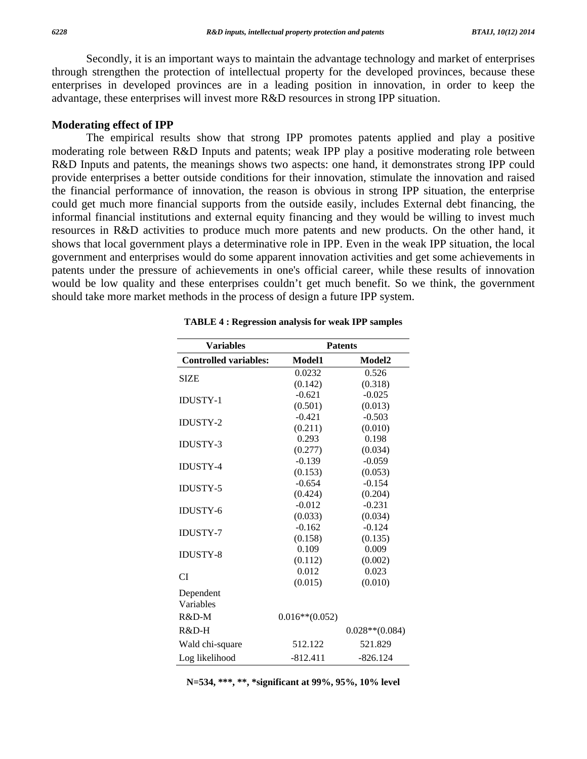Secondly, it is an important ways to maintain the advantage technology and market of enterprises through strengthen the protection of intellectual property for the developed provinces, because these enterprises in developed provinces are in a leading position in innovation, in order to keep the advantage, these enterprises will invest more R&D resources in strong IPP situation.

## Moderating effect of IPP

The empirical results show that strong IPP promotes patents applied and play a positive moderating role between R&D Inputs and patents; weak IPP play a positive moderating role between R&D Inputs and patents, the meanings shows two aspects: one hand, it demonstrates strong IPP could provide enterprises a better outside conditions for their innovation, stimulate the innovation and raised the financial performance of innovation, the reason is obvious in strong IPP situation, the enterprise could get much more financial supports from the outside easily, includes External debt financing, the informal financial institutions and external equity financing and they would be willing to invest much resources in R&D activities to produce much more patents and new products. On the other hand, it shows that local government plays a determinative role in IPP. Even in the weak IPP situation, the local government and enterprises would do some apparent innovation activities and get some achievements in patents under the pressure of achievements in one's official career, while these results of innovation would be low quality and these enterprises couldn't get much benefit. So we think, the government should take more market methods in the process of design a future IPP system.

**TABLE 4 : Regression analysis for weak IPP samples**

| Variables | Patents | |
|---|---|---|
| **Controlled variables:** | **Model1** | **Model2** |
| SIZE | 0.0232<br>(0.142) | 0.526<br>(0.318) |
| IDUSTY-1 | -0.621<br>(0.501) | -0.025<br>(0.013) |
| IDUSTY-2 | -0.421<br>(0.211) | -0.503<br>(0.010) |
| IDUSTY-3 | 0.293<br>(0.277) | 0.198<br>(0.034) |
| IDUSTY-4 | -0.139<br>(0.153) | -0.059<br>(0.053) |
| IDUSTY-5 | -0.654<br>(0.424) | -0.154<br>(0.204) |
| IDUSTY-6 | -0.012<br>(0.033) | -0.231<br>(0.034) |
| IDUSTY-7 | -0.162<br>(0.158) | -0.124<br>(0.135) |
| IDUSTY-8 | 0.109<br>(0.112) | 0.009<br>(0.002) |
| CI | 0.012<br>(0.015) | 0.023<br>(0.010) |
| Dependent Variables | | |
| R&D-M | 0.016**(0.052) | |
| R&D-H | | 0.028**(0.084) |
| Wald chi-square | 512.122 | 521.829 |
| Log likelihood | -812.411 | -826.124 |

**N=534, ***, **, *significant at 99%, 95%, 10% level**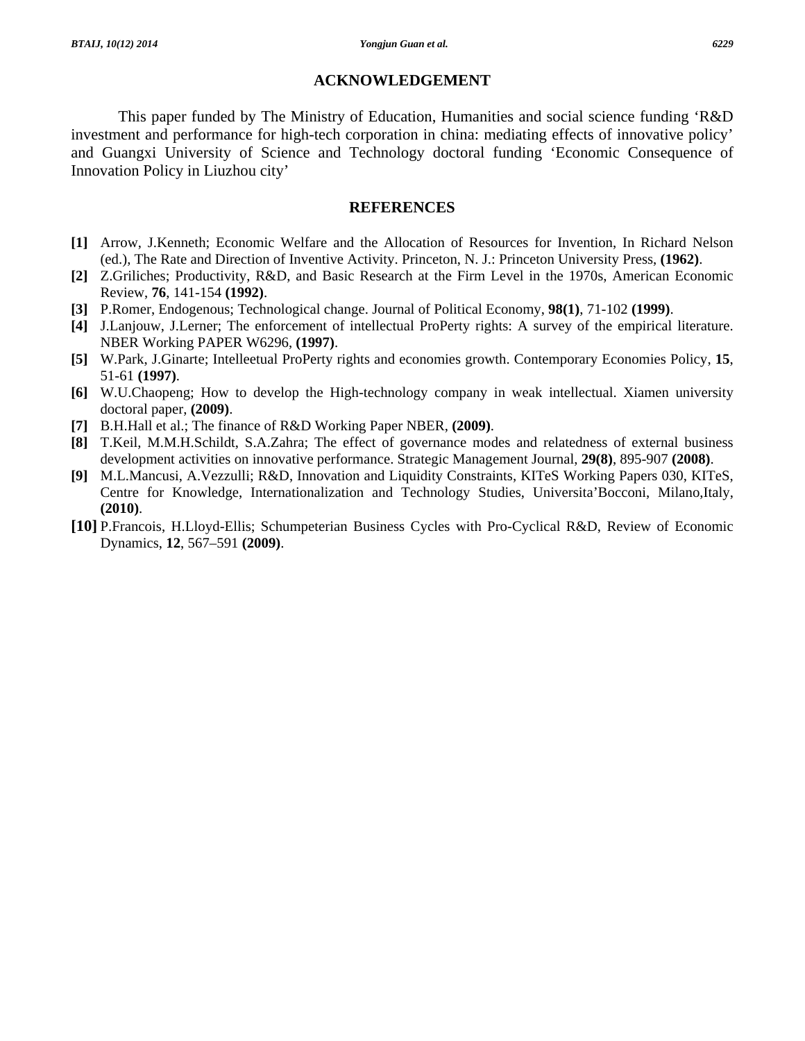## ACKNOWLEDGEMENT

This paper funded by The Ministry of Education, Humanities and social science funding 'R&D investment and performance for high-tech corporation in china: mediating effects of innovative policy' and Guangxi University of Science and Technology doctoral funding 'Economic Consequence of Innovation Policy in Liuzhou city'

## REFERENCES

**[1]** Arrow, J.Kenneth; Economic Welfare and the Allocation of Resources for Invention, In Richard Nelson (ed.), The Rate and Direction of Inventive Activity. Princeton, N. J.: Princeton University Press, **(1962)**.

**[2]** Z.Griliches; Productivity, R&D, and Basic Research at the Firm Level in the 1970s, American Economic Review, **76**, 141-154 **(1992)**.

**[3]** P.Romer, Endogenous; Technological change. Journal of Political Economy, **98(1)**, 71-102 **(1999)**.

**[4]** J.Lanjouw, J.Lerner; The enforcement of intellectual ProPerty rights: A survey of the empirical literature. NBER Working PAPER W6296, **(1997)**.

**[5]** W.Park, J.Ginarte; Intelleetual ProPerty rights and economies growth. Contemporary Economies Policy, **15**, 51-61 **(1997)**.

**[6]** W.U.Chaopeng; How to develop the High-technology company in weak intellectual. Xiamen university doctoral paper, **(2009)**.

**[7]** B.H.Hall et al.; The finance of R&D Working Paper NBER, **(2009)**.

**[8]** T.Keil, M.M.H.Schildt, S.A.Zahra; The effect of governance modes and relatedness of external business development activities on innovative performance. Strategic Management Journal, **29(8)**, 895-907 **(2008)**.

**[9]** M.L.Mancusi, A.Vezzulli; R&D, Innovation and Liquidity Constraints, KITeS Working Papers 030, KITeS, Centre for Knowledge, Internationalization and Technology Studies, Universita'Bocconi, Milano,Italy, **(2010)**.

**[10]** P.Francois, H.Lloyd-Ellis; Schumpeterian Business Cycles with Pro-Cyclical R&D, Review of Economic Dynamics, **12**, 567–591 **(2009)**.